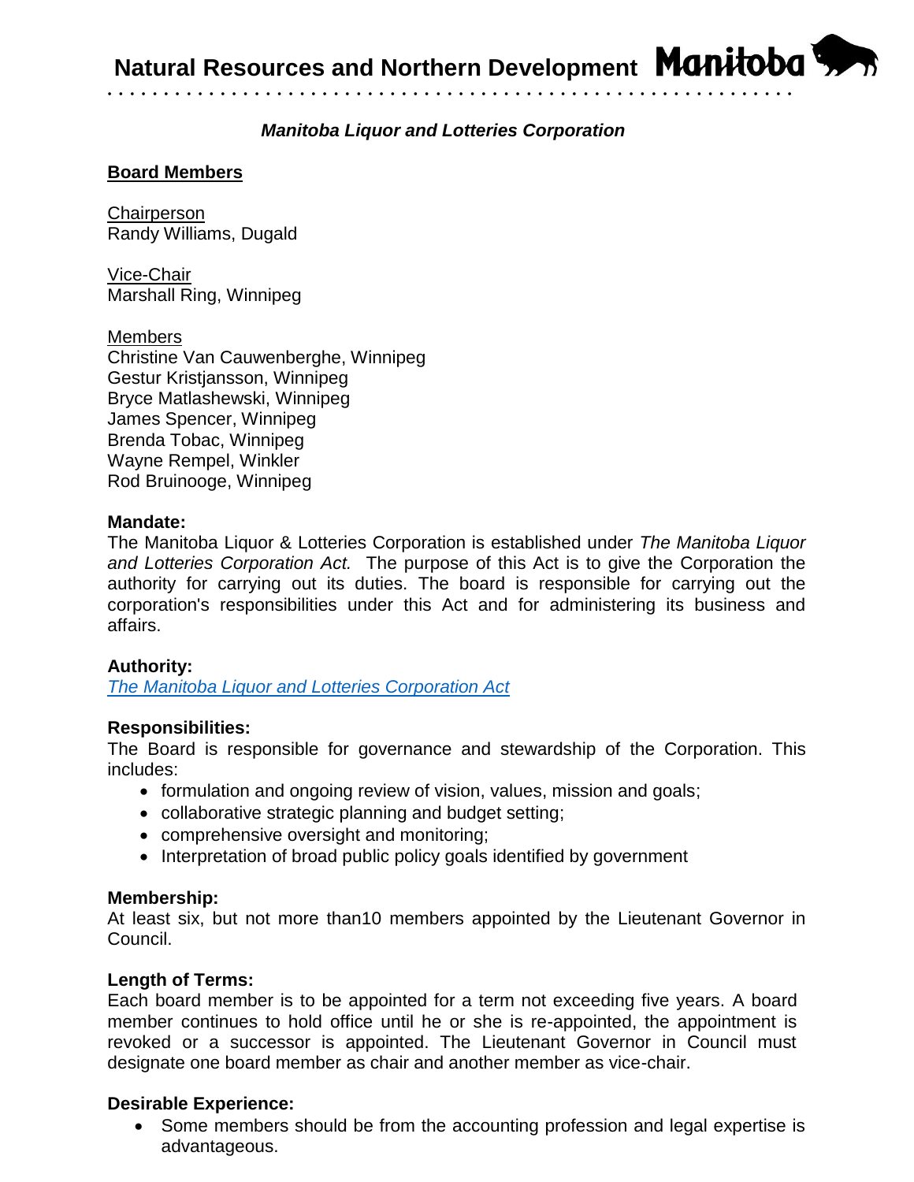# Natural Resources and Northern Development

## *Manitoba Liquor and Lotteries Corporation*

### Board Members

Chairperson
Randy Williams, Dugald

Vice-Chair
Marshall Ring, Winnipeg

Members
Christine Van Cauwenberghe, Winnipeg
Gestur Kristjansson, Winnipeg
Bryce Matlashewski, Winnipeg
James Spencer, Winnipeg
Brenda Tobac, Winnipeg
Wayne Rempel, Winkler
Rod Bruinooge, Winnipeg

**Mandate:**
The Manitoba Liquor & Lotteries Corporation is established under *The Manitoba Liquor and Lotteries Corporation Act.* The purpose of this Act is to give the Corporation the authority for carrying out its duties. The board is responsible for carrying out the corporation's responsibilities under this Act and for administering its business and affairs.

**Authority:**
*The Manitoba Liquor and Lotteries Corporation Act*

**Responsibilities:**
The Board is responsible for governance and stewardship of the Corporation. This includes:

- formulation and ongoing review of vision, values, mission and goals;
- collaborative strategic planning and budget setting;
- comprehensive oversight and monitoring;
- Interpretation of broad public policy goals identified by government

**Membership:**
At least six, but not more than10 members appointed by the Lieutenant Governor in Council.

**Length of Terms:**
Each board member is to be appointed for a term not exceeding five years. A board member continues to hold office until he or she is re-appointed, the appointment is revoked or a successor is appointed. The Lieutenant Governor in Council must designate one board member as chair and another member as vice-chair.

**Desirable Experience:**

- Some members should be from the accounting profession and legal expertise is advantageous.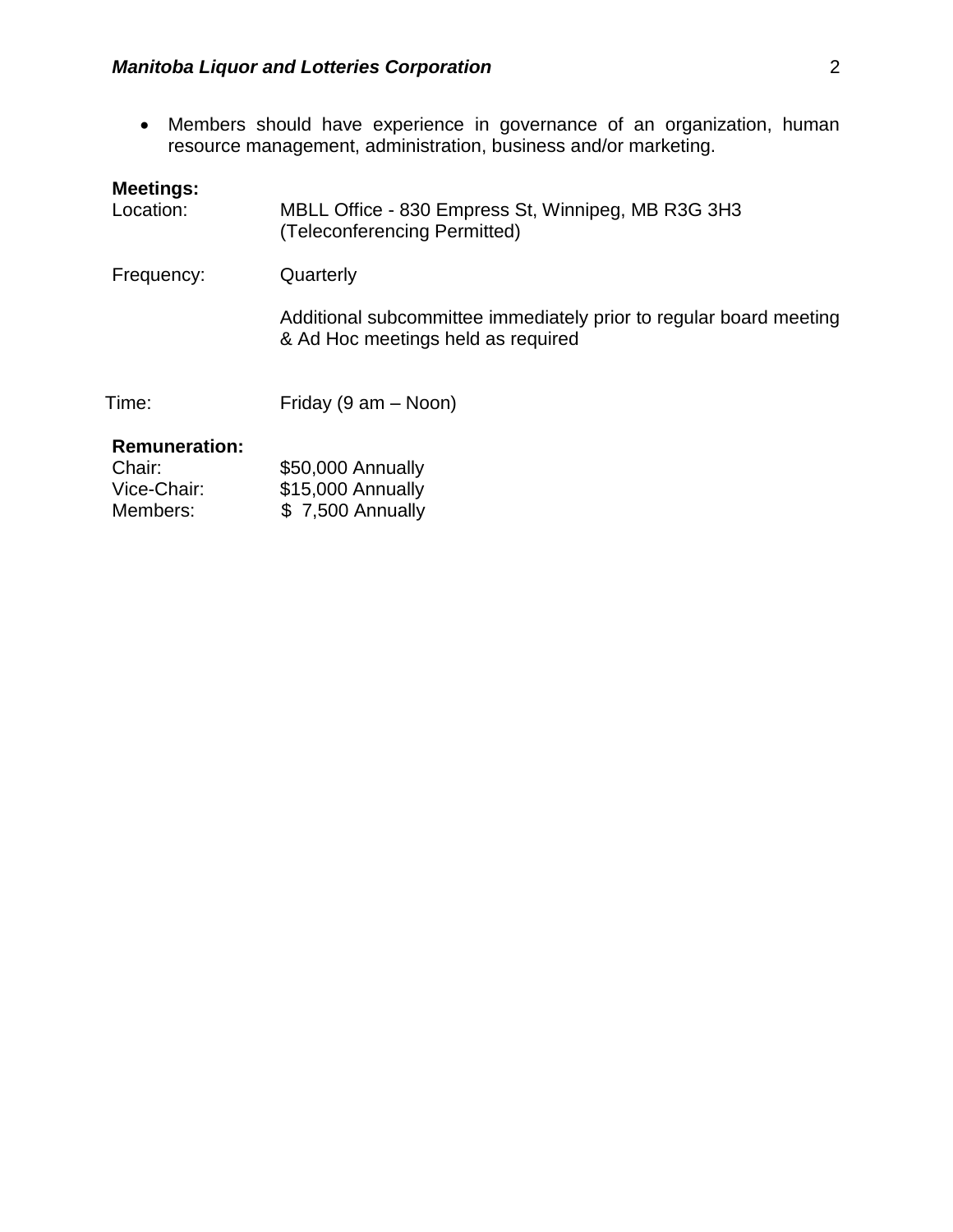- Members should have experience in governance of an organization, human resource management, administration, business and/or marketing.

**Meetings:**

| | |
|---|---|
| Location: | MBLL Office - 830 Empress St, Winnipeg, MB R3G 3H3 (Teleconferencing Permitted) |
| Frequency: | Quarterly |
| | Additional subcommittee immediately prior to regular board meeting & Ad Hoc meetings held as required |
| Time: | Friday (9 am – Noon) |

**Remuneration:**

| | |
|---|---|
| Chair: | $50,000 Annually |
| Vice-Chair: | $15,000 Annually |
| Members: | $ 7,500 Annually |